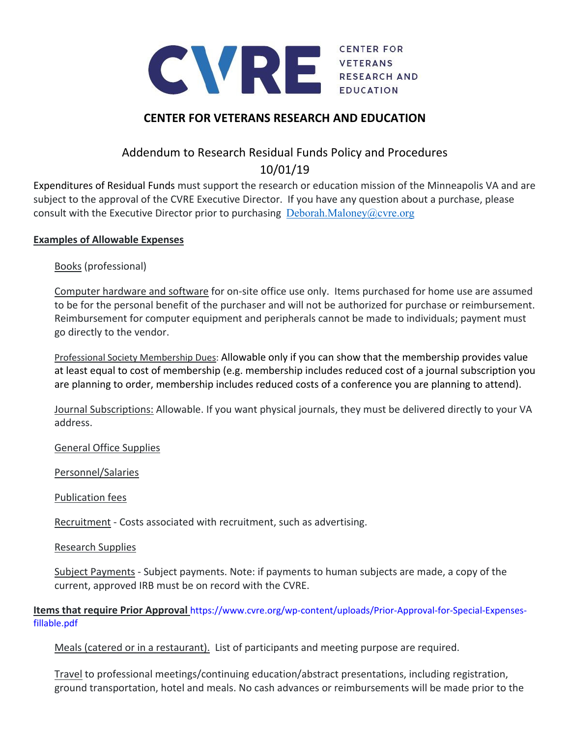CENTER FOR VETERANS RESEARCH AND EDUCATION

# CENTER FOR VETERANS RESEARCH AND EDUCATION

## Addendum to Research Residual Funds Policy and Procedures
10/01/19

Expenditures of Residual Funds must support the research or education mission of the Minneapolis VA and are subject to the approval of the CVRE Executive Director. If you have any question about a purchase, please consult with the Executive Director prior to purchasing Deborah.Maloney@cvre.org

**Examples of Allowable Expenses**

Books (professional)

Computer hardware and software for on-site office use only. Items purchased for home use are assumed to be for the personal benefit of the purchaser and will not be authorized for purchase or reimbursement. Reimbursement for computer equipment and peripherals cannot be made to individuals; payment must go directly to the vendor.

Professional Society Membership Dues: Allowable only if you can show that the membership provides value at least equal to cost of membership (e.g. membership includes reduced cost of a journal subscription you are planning to order, membership includes reduced costs of a conference you are planning to attend).

Journal Subscriptions: Allowable. If you want physical journals, they must be delivered directly to your VA address.

General Office Supplies

Personnel/Salaries

Publication fees

Recruitment - Costs associated with recruitment, such as advertising.

Research Supplies

Subject Payments - Subject payments. Note: if payments to human subjects are made, a copy of the current, approved IRB must be on record with the CVRE.

**Items that require Prior Approval** https://www.cvre.org/wp-content/uploads/Prior-Approval-for-Special-Expenses-fillable.pdf

Meals (catered or in a restaurant). List of participants and meeting purpose are required.

Travel to professional meetings/continuing education/abstract presentations, including registration, ground transportation, hotel and meals. No cash advances or reimbursements will be made prior to the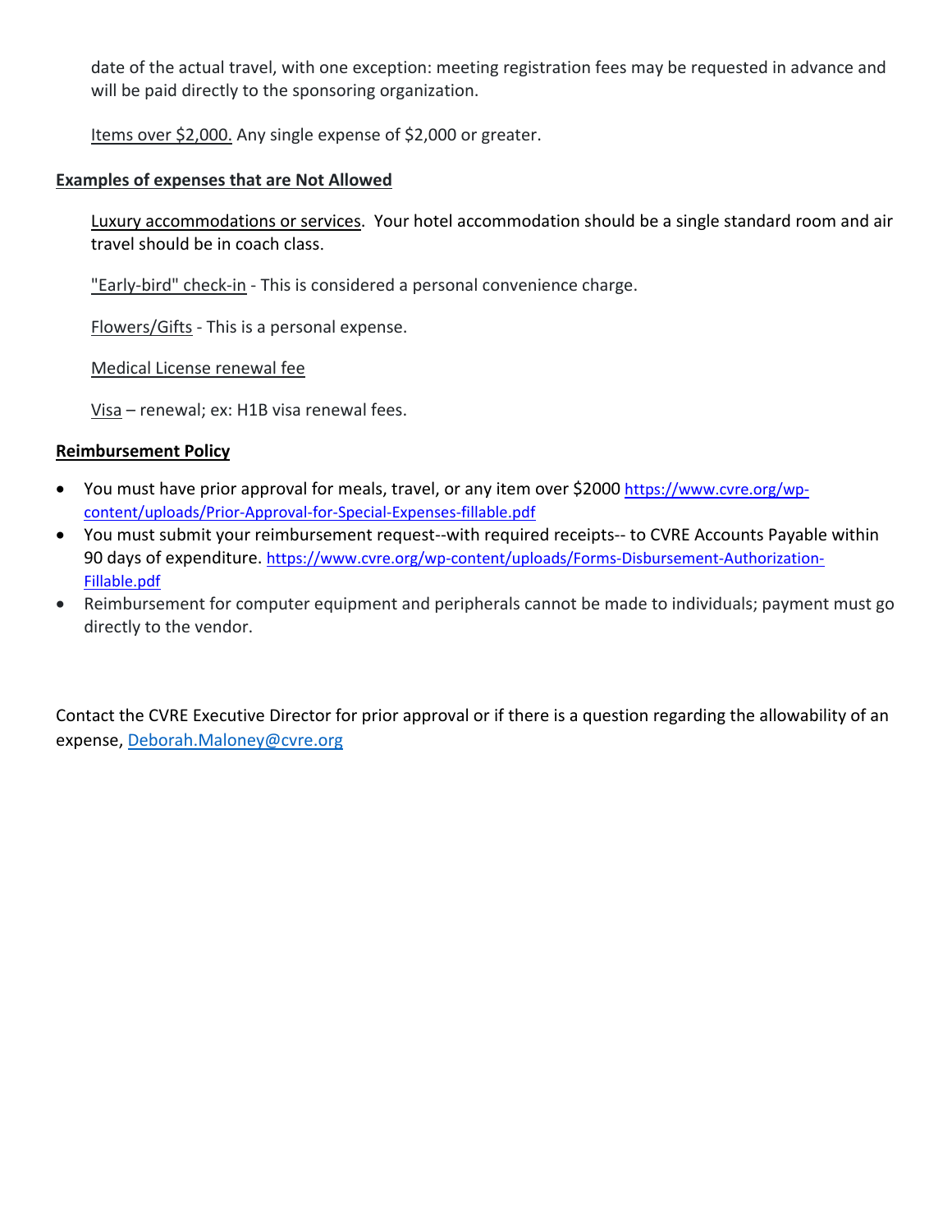date of the actual travel, with one exception: meeting registration fees may be requested in advance and will be paid directly to the sponsoring organization.

Items over $2,000. Any single expense of $2,000 or greater.

**Examples of expenses that are Not Allowed**

Luxury accommodations or services. Your hotel accommodation should be a single standard room and air travel should be in coach class.

"Early-bird" check-in - This is considered a personal convenience charge.

Flowers/Gifts - This is a personal expense.

Medical License renewal fee

Visa – renewal; ex: H1B visa renewal fees.

**Reimbursement Policy**

- You must have prior approval for meals, travel, or any item over $2000 https://www.cvre.org/wp-content/uploads/Prior-Approval-for-Special-Expenses-fillable.pdf
- You must submit your reimbursement request--with required receipts-- to CVRE Accounts Payable within 90 days of expenditure. https://www.cvre.org/wp-content/uploads/Forms-Disbursement-Authorization-Fillable.pdf
- Reimbursement for computer equipment and peripherals cannot be made to individuals; payment must go directly to the vendor.

Contact the CVRE Executive Director for prior approval or if there is a question regarding the allowability of an expense, Deborah.Maloney@cvre.org